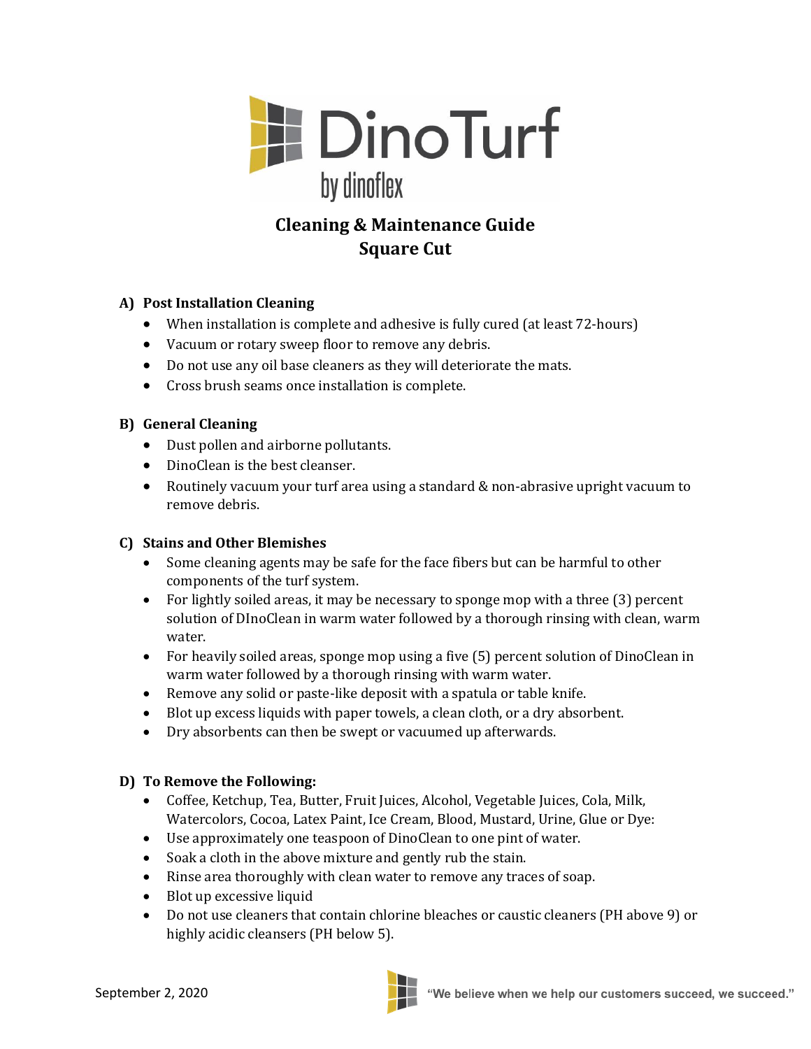# DinoTurf

by dinoflex

## Cleaning & Maintenance Guide
## Square Cut

### A) Post Installation Cleaning

- When installation is complete and adhesive is fully cured (at least 72-hours)
- Vacuum or rotary sweep floor to remove any debris.
- Do not use any oil base cleaners as they will deteriorate the mats.
- Cross brush seams once installation is complete.

### B) General Cleaning

- Dust pollen and airborne pollutants.
- DinoClean is the best cleanser.
- Routinely vacuum your turf area using a standard & non-abrasive upright vacuum to remove debris.

### C) Stains and Other Blemishes

- Some cleaning agents may be safe for the face fibers but can be harmful to other components of the turf system.
- For lightly soiled areas, it may be necessary to sponge mop with a three (3) percent solution of DInoClean in warm water followed by a thorough rinsing with clean, warm water.
- For heavily soiled areas, sponge mop using a five (5) percent solution of DinoClean in warm water followed by a thorough rinsing with warm water.
- Remove any solid or paste-like deposit with a spatula or table knife.
- Blot up excess liquids with paper towels, a clean cloth, or a dry absorbent.
- Dry absorbents can then be swept or vacuumed up afterwards.

### D) To Remove the Following:

- Coffee, Ketchup, Tea, Butter, Fruit Juices, Alcohol, Vegetable Juices, Cola, Milk, Watercolors, Cocoa, Latex Paint, Ice Cream, Blood, Mustard, Urine, Glue or Dye:
- Use approximately one teaspoon of DinoClean to one pint of water.
- Soak a cloth in the above mixture and gently rub the stain.
- Rinse area thoroughly with clean water to remove any traces of soap.
- Blot up excessive liquid
- Do not use cleaners that contain chlorine bleaches or caustic cleaners (PH above 9) or highly acidic cleansers (PH below 5).

September 2, 2020

"We believe when we help our customers succeed, we succeed."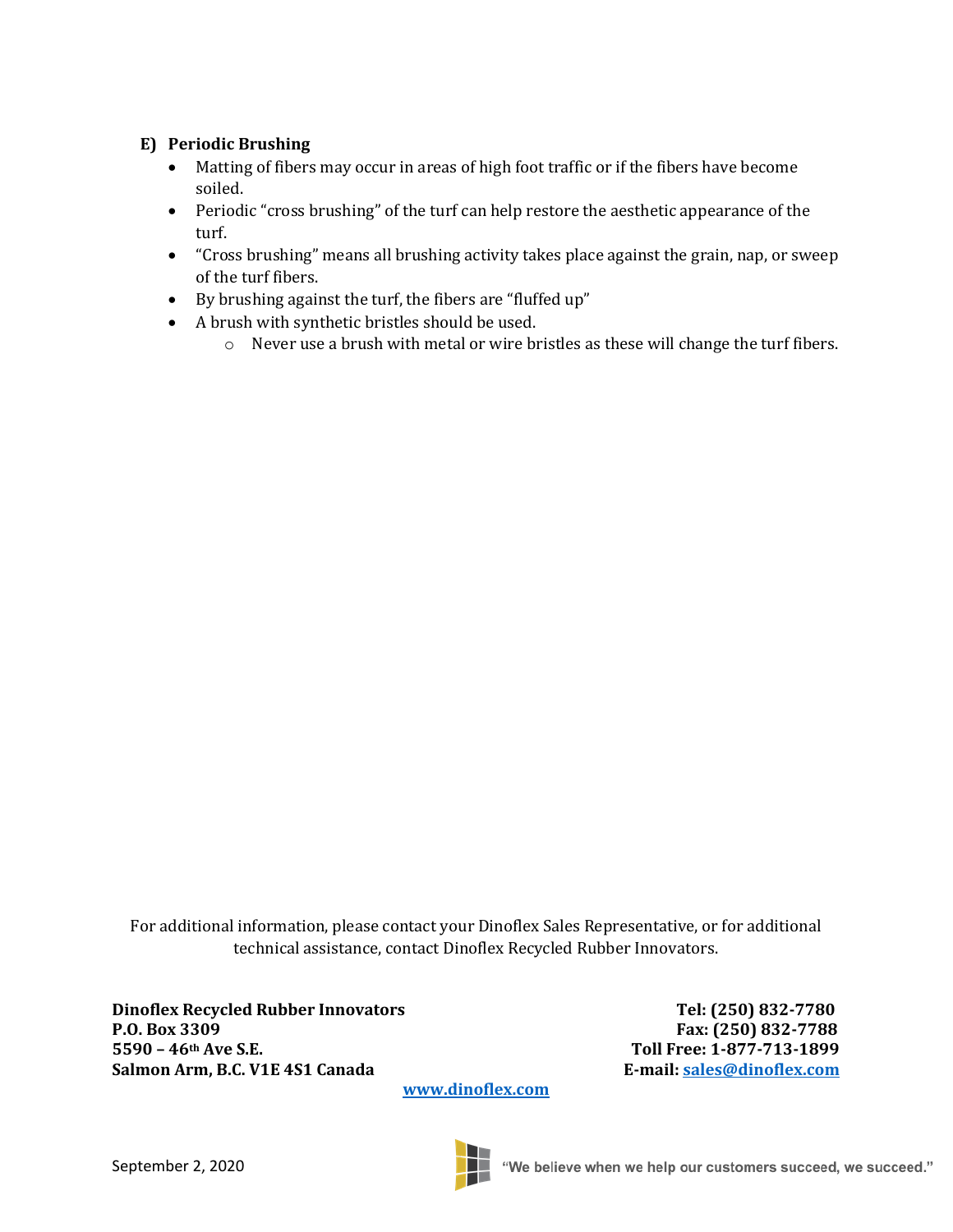## E) Periodic Brushing

- Matting of fibers may occur in areas of high foot traffic or if the fibers have become soiled.
- Periodic "cross brushing" of the turf can help restore the aesthetic appearance of the turf.
- "Cross brushing" means all brushing activity takes place against the grain, nap, or sweep of the turf fibers.
- By brushing against the turf, the fibers are "fluffed up"
- A brush with synthetic bristles should be used.
  - Never use a brush with metal or wire bristles as these will change the turf fibers.

For additional information, please contact your Dinoflex Sales Representative, or for additional technical assistance, contact Dinoflex Recycled Rubber Innovators.

**Dinoflex Recycled Rubber Innovators**
**P.O. Box 3309**
**5590 – 46th Ave S.E.**
**Salmon Arm, B.C. V1E 4S1 Canada**

**Tel: (250) 832-7780**
**Fax: (250) 832-7788**
**Toll Free: 1-877-713-1899**
**E-mail: sales@dinoflex.com**

**www.dinoflex.com**

September 2, 2020

"We believe when we help our customers succeed, we succeed."